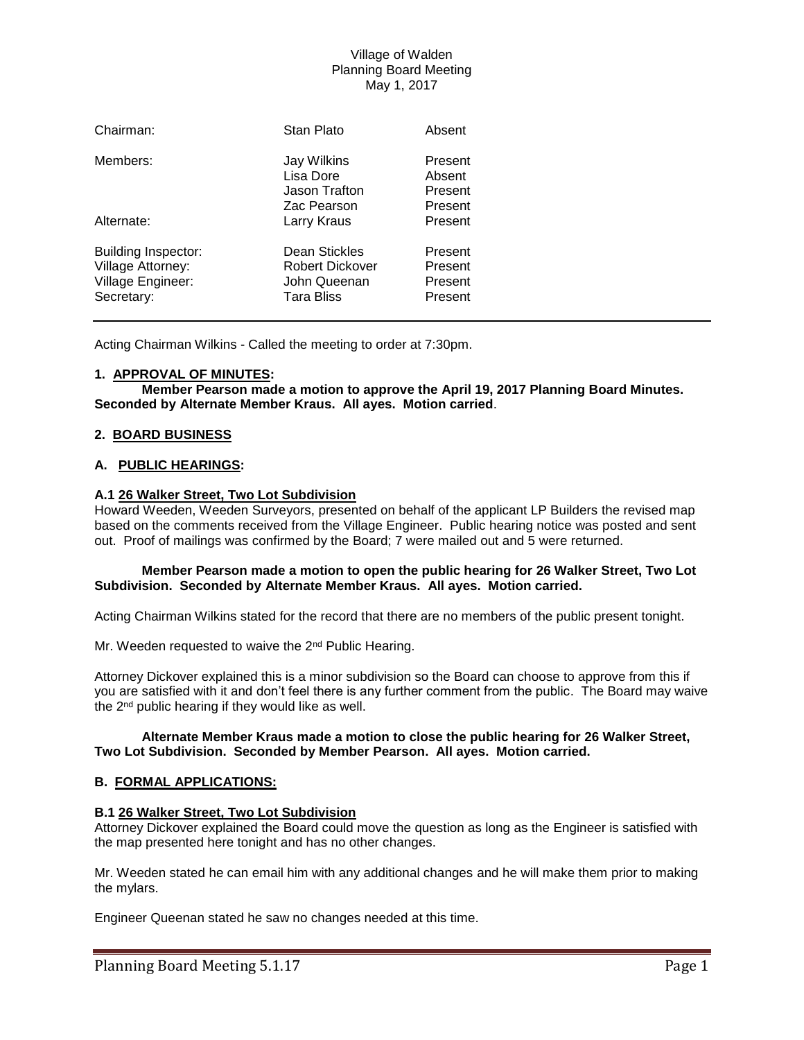Village of Walden
Planning Board Meeting
May 1, 2017

| | | |
|---|---|---|
| Chairman: | Stan Plato | Absent |
| Members: | Jay Wilkins | Present |
| | Lisa Dore | Absent |
| | Jason Trafton | Present |
| | Zac Pearson | Present |
| Alternate: | Larry Kraus | Present |
| Building Inspector: | Dean Stickles | Present |
| Village Attorney: | Robert Dickover | Present |
| Village Engineer: | John Queenan | Present |
| Secretary: | Tara Bliss | Present |

---

Acting Chairman Wilkins - Called the meeting to order at 7:30pm.

**1. APPROVAL OF MINUTES:**

**Member Pearson made a motion to approve the April 19, 2017 Planning Board Minutes. Seconded by Alternate Member Kraus. All ayes. Motion carried**.

**2. BOARD BUSINESS**

**A. PUBLIC HEARINGS:**

**A.1 26 Walker Street, Two Lot Subdivision**

Howard Weeden, Weeden Surveyors, presented on behalf of the applicant LP Builders the revised map based on the comments received from the Village Engineer. Public hearing notice was posted and sent out. Proof of mailings was confirmed by the Board; 7 were mailed out and 5 were returned.

**Member Pearson made a motion to open the public hearing for 26 Walker Street, Two Lot Subdivision. Seconded by Alternate Member Kraus. All ayes. Motion carried.**

Acting Chairman Wilkins stated for the record that there are no members of the public present tonight.

Mr. Weeden requested to waive the 2nd Public Hearing.

Attorney Dickover explained this is a minor subdivision so the Board can choose to approve from this if you are satisfied with it and don't feel there is any further comment from the public. The Board may waive the 2nd public hearing if they would like as well.

**Alternate Member Kraus made a motion to close the public hearing for 26 Walker Street, Two Lot Subdivision. Seconded by Member Pearson. All ayes. Motion carried.**

**B. FORMAL APPLICATIONS:**

**B.1 26 Walker Street, Two Lot Subdivision**

Attorney Dickover explained the Board could move the question as long as the Engineer is satisfied with the map presented here tonight and has no other changes.

Mr. Weeden stated he can email him with any additional changes and he will make them prior to making the mylars.

Engineer Queenan stated he saw no changes needed at this time.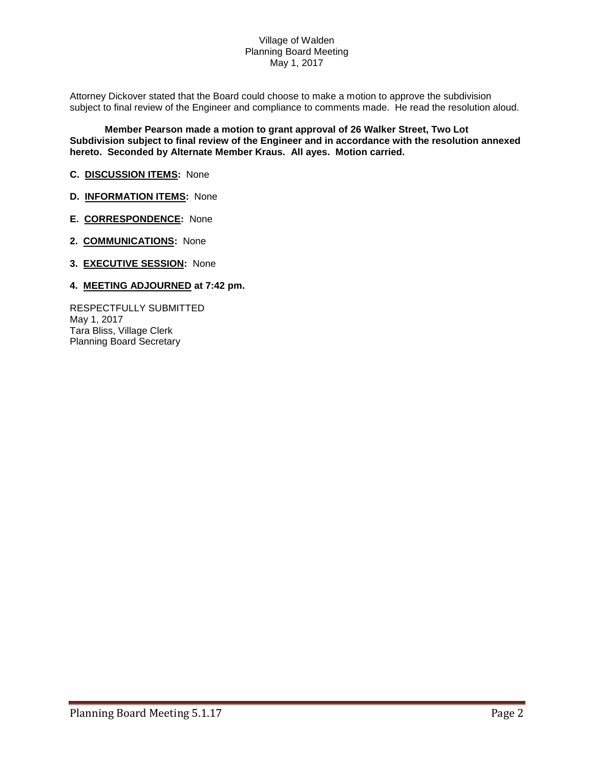Attorney Dickover stated that the Board could choose to make a motion to approve the subdivision subject to final review of the Engineer and compliance to comments made. He read the resolution aloud.

**Member Pearson made a motion to grant approval of 26 Walker Street, Two Lot Subdivision subject to final review of the Engineer and in accordance with the resolution annexed hereto. Seconded by Alternate Member Kraus. All ayes. Motion carried.**

**C. <u>DISCUSSION ITEMS</u>:** None

**D. <u>INFORMATION ITEMS</u>:** None

**E. <u>CORRESPONDENCE</u>:** None

**2. <u>COMMUNICATIONS</u>:** None

**3. <u>EXECUTIVE SESSION</u>:** None

**4. <u>MEETING ADJOURNED</u> at 7:42 pm.**

RESPECTFULLY SUBMITTED
May 1, 2017
Tara Bliss, Village Clerk
Planning Board Secretary